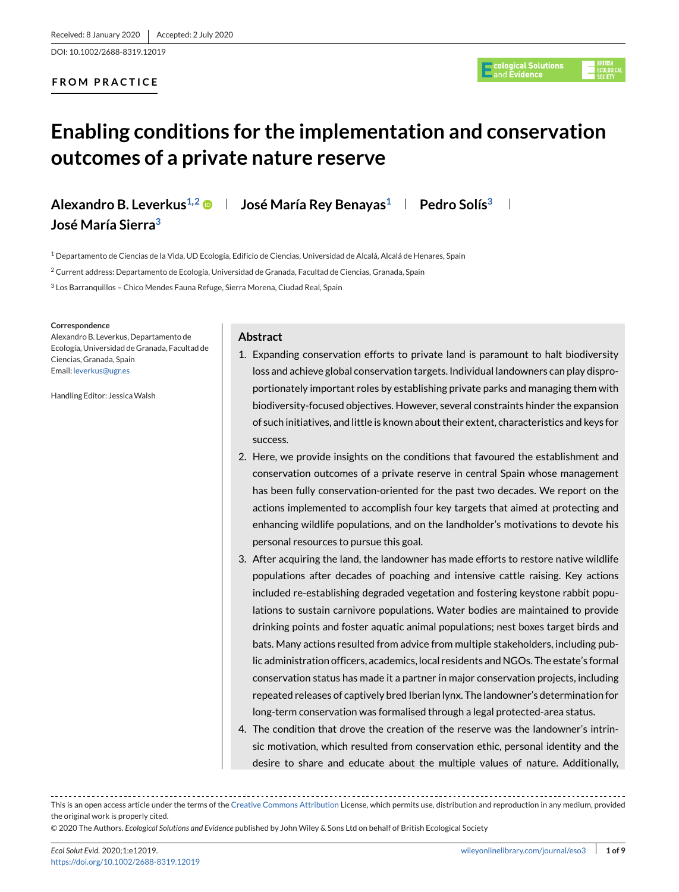Received: 8 January 2020 | Accepted: 2 July 2020

DOI: 10.1002/2688-8319.12019

FROM PRACTICE

# Enabling conditions for the implementation and conservation outcomes of a private nature reserve

**Alexandro B. Leverkus**[1,2] | **José María Rey Benayas**[1] | **Pedro Solís**[3] | **José María Sierra**[3]

[1] Departamento de Ciencias de la Vida, UD Ecología, Edificio de Ciencias, Universidad de Alcalá, Alcalá de Henares, Spain

[2] Current address: Departamento de Ecología, Universidad de Granada, Facultad de Ciencias, Granada, Spain

[3] Los Barranquillos – Chico Mendes Fauna Refuge, Sierra Morena, Ciudad Real, Spain

**Correspondence**
Alexandro B. Leverkus, Departamento de Ecología, Universidad de Granada, Facultad de Ciencias, Granada, Spain
Email: leverkus@ugr.es

Handling Editor: Jessica Walsh

## Abstract

1. Expanding conservation efforts to private land is paramount to halt biodiversity loss and achieve global conservation targets. Individual landowners can play disproportionately important roles by establishing private parks and managing them with biodiversity-focused objectives. However, several constraints hinder the expansion of such initiatives, and little is known about their extent, characteristics and keys for success.
2. Here, we provide insights on the conditions that favoured the establishment and conservation outcomes of a private reserve in central Spain whose management has been fully conservation-oriented for the past two decades. We report on the actions implemented to accomplish four key targets that aimed at protecting and enhancing wildlife populations, and on the landholder's motivations to devote his personal resources to pursue this goal.
3. After acquiring the land, the landowner has made efforts to restore native wildlife populations after decades of poaching and intensive cattle raising. Key actions included re-establishing degraded vegetation and fostering keystone rabbit populations to sustain carnivore populations. Water bodies are maintained to provide drinking points and foster aquatic animal populations; nest boxes target birds and bats. Many actions resulted from advice from multiple stakeholders, including public administration officers, academics, local residents and NGOs. The estate's formal conservation status has made it a partner in major conservation projects, including repeated releases of captively bred Iberian lynx. The landowner's determination for long-term conservation was formalised through a legal protected-area status.
4. The condition that drove the creation of the reserve was the landowner's intrinsic motivation, which resulted from conservation ethic, personal identity and the desire to share and educate about the multiple values of nature. Additionally,

This is an open access article under the terms of the Creative Commons Attribution License, which permits use, distribution and reproduction in any medium, provided the original work is properly cited.

© 2020 The Authors. *Ecological Solutions and Evidence* published by John Wiley & Sons Ltd on behalf of British Ecological Society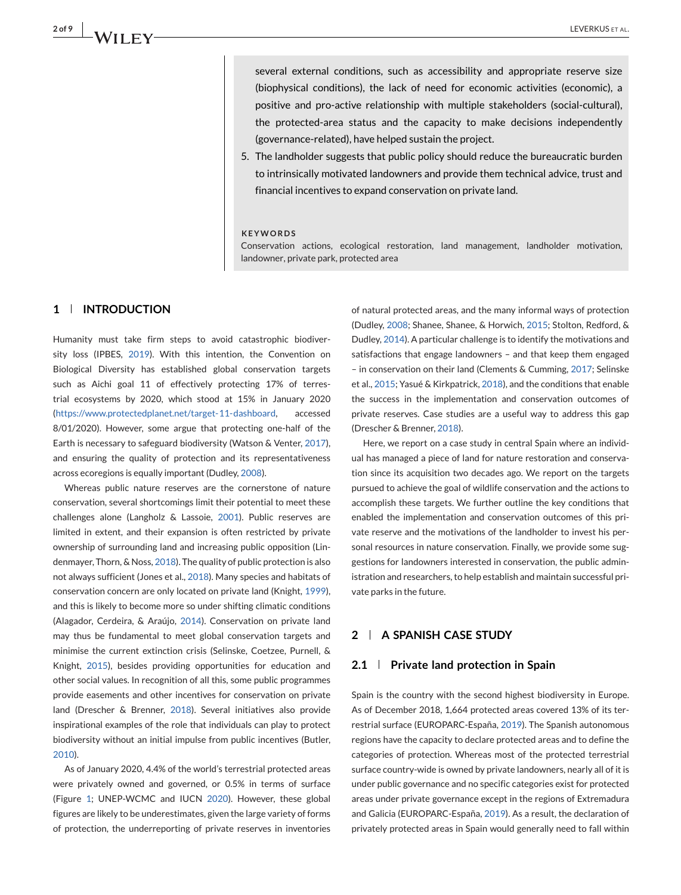several external conditions, such as accessibility and appropriate reserve size (biophysical conditions), the lack of need for economic activities (economic), a positive and pro-active relationship with multiple stakeholders (social-cultural), the protected-area status and the capacity to make decisions independently (governance-related), have helped sustain the project.

5. The landholder suggests that public policy should reduce the bureaucratic burden to intrinsically motivated landowners and provide them technical advice, trust and financial incentives to expand conservation on private land.

**KEYWORDS**

Conservation actions, ecological restoration, land management, landholder motivation, landowner, private park, protected area

## 1 | INTRODUCTION

Humanity must take firm steps to avoid catastrophic biodiversity loss (IPBES, 2019). With this intention, the Convention on Biological Diversity has established global conservation targets such as Aichi goal 11 of effectively protecting 17% of terrestrial ecosystems by 2020, which stood at 15% in January 2020 (https://www.protectedplanet.net/target-11-dashboard, accessed 8/01/2020). However, some argue that protecting one-half of the Earth is necessary to safeguard biodiversity (Watson & Venter, 2017), and ensuring the quality of protection and its representativeness across ecoregions is equally important (Dudley, 2008).

Whereas public nature reserves are the cornerstone of nature conservation, several shortcomings limit their potential to meet these challenges alone (Langholz & Lassoie, 2001). Public reserves are limited in extent, and their expansion is often restricted by private ownership of surrounding land and increasing public opposition (Lindenmayer, Thorn, & Noss, 2018). The quality of public protection is also not always sufficient (Jones et al., 2018). Many species and habitats of conservation concern are only located on private land (Knight, 1999), and this is likely to become more so under shifting climatic conditions (Alagador, Cerdeira, & Araújo, 2014). Conservation on private land may thus be fundamental to meet global conservation targets and minimise the current extinction crisis (Selinske, Coetzee, Purnell, & Knight, 2015), besides providing opportunities for education and other social values. In recognition of all this, some public programmes provide easements and other incentives for conservation on private land (Drescher & Brenner, 2018). Several initiatives also provide inspirational examples of the role that individuals can play to protect biodiversity without an initial impulse from public incentives (Butler, 2010).

As of January 2020, 4.4% of the world's terrestrial protected areas were privately owned and governed, or 0.5% in terms of surface (Figure 1; UNEP-WCMC and IUCN 2020). However, these global figures are likely to be underestimates, given the large variety of forms of protection, the underreporting of private reserves in inventories of natural protected areas, and the many informal ways of protection (Dudley, 2008; Shanee, Shanee, & Horwich, 2015; Stolton, Redford, & Dudley, 2014). A particular challenge is to identify the motivations and satisfactions that engage landowners – and that keep them engaged – in conservation on their land (Clements & Cumming, 2017; Selinske et al., 2015; Yasué & Kirkpatrick, 2018), and the conditions that enable the success in the implementation and conservation outcomes of private reserves. Case studies are a useful way to address this gap (Drescher & Brenner, 2018).

Here, we report on a case study in central Spain where an individual has managed a piece of land for nature restoration and conservation since its acquisition two decades ago. We report on the targets pursued to achieve the goal of wildlife conservation and the actions to accomplish these targets. We further outline the key conditions that enabled the implementation and conservation outcomes of this private reserve and the motivations of the landholder to invest his personal resources in nature conservation. Finally, we provide some suggestions for landowners interested in conservation, the public administration and researchers, to help establish and maintain successful private parks in the future.

## 2 | A SPANISH CASE STUDY

### 2.1 | Private land protection in Spain

Spain is the country with the second highest biodiversity in Europe. As of December 2018, 1,664 protected areas covered 13% of its terrestrial surface (EUROPARC-España, 2019). The Spanish autonomous regions have the capacity to declare protected areas and to define the categories of protection. Whereas most of the protected terrestrial surface country-wide is owned by private landowners, nearly all of it is under public governance and no specific categories exist for protected areas under private governance except in the regions of Extremadura and Galicia (EUROPARC-España, 2019). As a result, the declaration of privately protected areas in Spain would generally need to fall within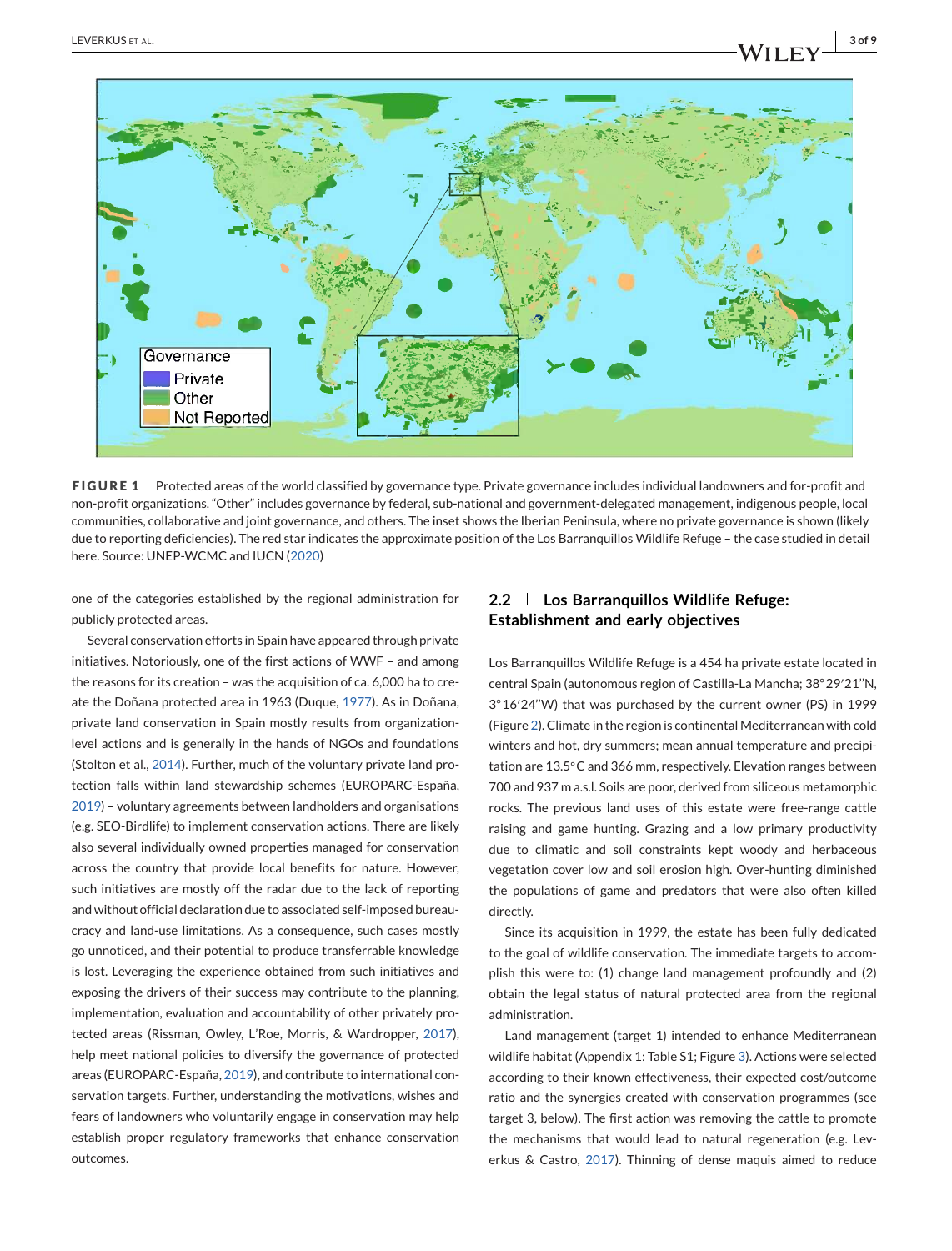**FIGURE 1** Protected areas of the world classified by governance type. Private governance includes individual landowners and for-profit and non-profit organizations. "Other" includes governance by federal, sub-national and government-delegated management, indigenous people, local communities, collaborative and joint governance, and others. The inset shows the Iberian Peninsula, where no private governance is shown (likely due to reporting deficiencies). The red star indicates the approximate position of the Los Barranquillos Wildlife Refuge – the case studied in detail here. Source: UNEP-WCMC and IUCN (2020)

one of the categories established by the regional administration for publicly protected areas.

Several conservation efforts in Spain have appeared through private initiatives. Notoriously, one of the first actions of WWF – and among the reasons for its creation – was the acquisition of ca. 6,000 ha to create the Doñana protected area in 1963 (Duque, 1977). As in Doñana, private land conservation in Spain mostly results from organization-level actions and is generally in the hands of NGOs and foundations (Stolton et al., 2014). Further, much of the voluntary private land protection falls within land stewardship schemes (EUROPARC-España, 2019) – voluntary agreements between landholders and organisations (e.g. SEO-Birdlife) to implement conservation actions. There are likely also several individually owned properties managed for conservation across the country that provide local benefits for nature. However, such initiatives are mostly off the radar due to the lack of reporting and without official declaration due to associated self-imposed bureaucracy and land-use limitations. As a consequence, such cases mostly go unnoticed, and their potential to produce transferrable knowledge is lost. Leveraging the experience obtained from such initiatives and exposing the drivers of their success may contribute to the planning, implementation, evaluation and accountability of other privately protected areas (Rissman, Owley, L'Roe, Morris, & Wardropper, 2017), help meet national policies to diversify the governance of protected areas (EUROPARC-España, 2019), and contribute to international conservation targets. Further, understanding the motivations, wishes and fears of landowners who voluntarily engage in conservation may help establish proper regulatory frameworks that enhance conservation outcomes.

## 2.2 | Los Barranquillos Wildlife Refuge: Establishment and early objectives

Los Barranquillos Wildlife Refuge is a 454 ha private estate located in central Spain (autonomous region of Castilla-La Mancha; 38°29′21″N, 3°16′24″W) that was purchased by the current owner (PS) in 1999 (Figure 2). Climate in the region is continental Mediterranean with cold winters and hot, dry summers; mean annual temperature and precipitation are 13.5°C and 366 mm, respectively. Elevation ranges between 700 and 937 m a.s.l. Soils are poor, derived from siliceous metamorphic rocks. The previous land uses of this estate were free-range cattle raising and game hunting. Grazing and a low primary productivity due to climatic and soil constraints kept woody and herbaceous vegetation cover low and soil erosion high. Over-hunting diminished the populations of game and predators that were also often killed directly.

Since its acquisition in 1999, the estate has been fully dedicated to the goal of wildlife conservation. The immediate targets to accomplish this were to: (1) change land management profoundly and (2) obtain the legal status of natural protected area from the regional administration.

Land management (target 1) intended to enhance Mediterranean wildlife habitat (Appendix 1: Table S1; Figure 3). Actions were selected according to their known effectiveness, their expected cost/outcome ratio and the synergies created with conservation programmes (see target 3, below). The first action was removing the cattle to promote the mechanisms that would lead to natural regeneration (e.g. Leverkus & Castro, 2017). Thinning of dense maquis aimed to reduce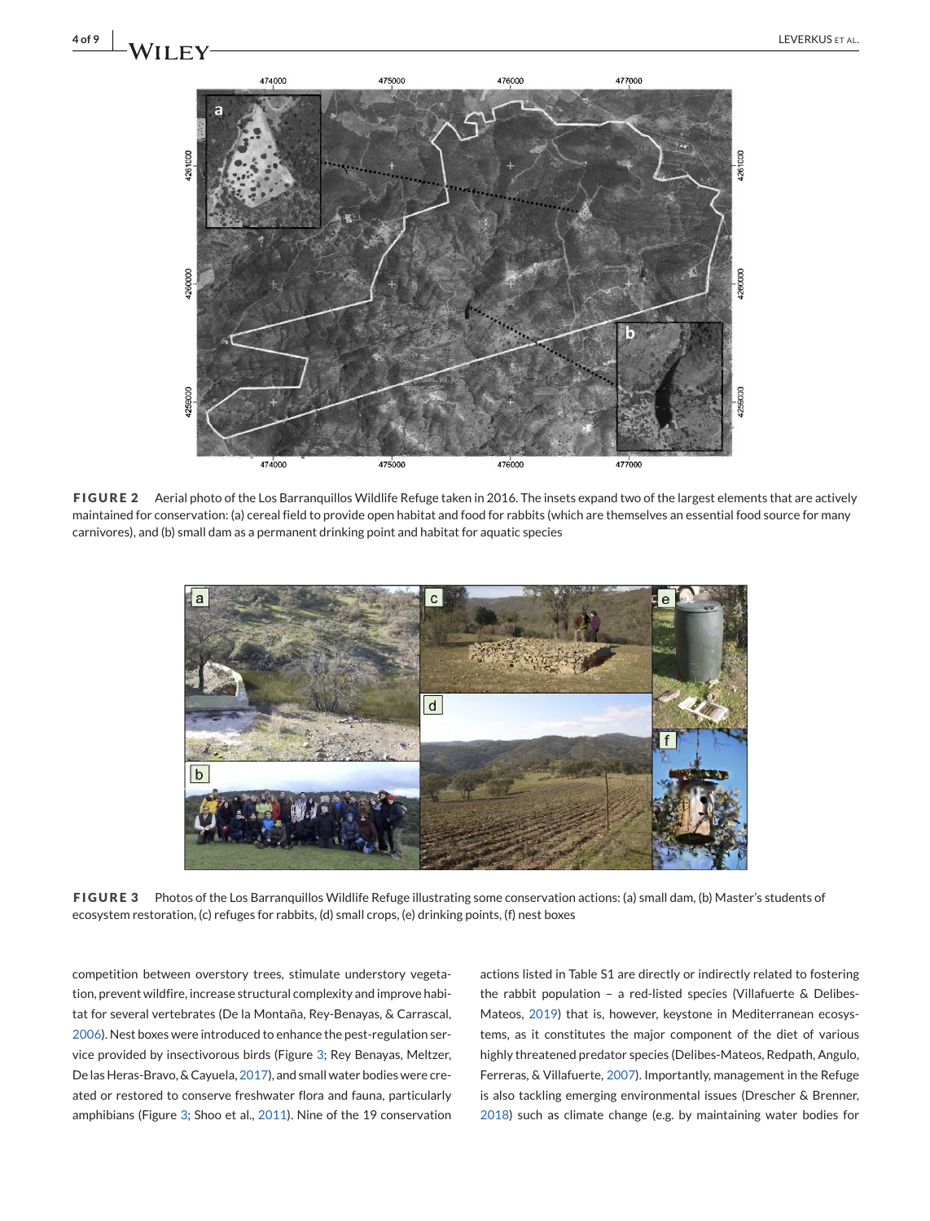FIGURE 2 Aerial photo of the Los Barranquillos Wildlife Refuge taken in 2016. The insets expand two of the largest elements that are actively maintained for conservation: (a) cereal field to provide open habitat and food for rabbits (which are themselves an essential food source for many carnivores), and (b) small dam as a permanent drinking point and habitat for aquatic species

FIGURE 3 Photos of the Los Barranquillos Wildlife Refuge illustrating some conservation actions: (a) small dam, (b) Master's students of ecosystem restoration, (c) refuges for rabbits, (d) small crops, (e) drinking points, (f) nest boxes

competition between overstory trees, stimulate understory vegetation, prevent wildfire, increase structural complexity and improve habitat for several vertebrates (De la Montaña, Rey-Benayas, & Carrascal, 2006). Nest boxes were introduced to enhance the pest-regulation service provided by insectivorous birds (Figure 3; Rey Benayas, Meltzer, De las Heras-Bravo, & Cayuela, 2017), and small water bodies were created or restored to conserve freshwater flora and fauna, particularly amphibians (Figure 3; Shoo et al., 2011). Nine of the 19 conservation actions listed in Table S1 are directly or indirectly related to fostering the rabbit population – a red-listed species (Villafuerte & Delibes-Mateos, 2019) that is, however, keystone in Mediterranean ecosystems, as it constitutes the major component of the diet of various highly threatened predator species (Delibes-Mateos, Redpath, Angulo, Ferreras, & Villafuerte, 2007). Importantly, management in the Refuge is also tackling emerging environmental issues (Drescher & Brenner, 2018) such as climate change (e.g. by maintaining water bodies for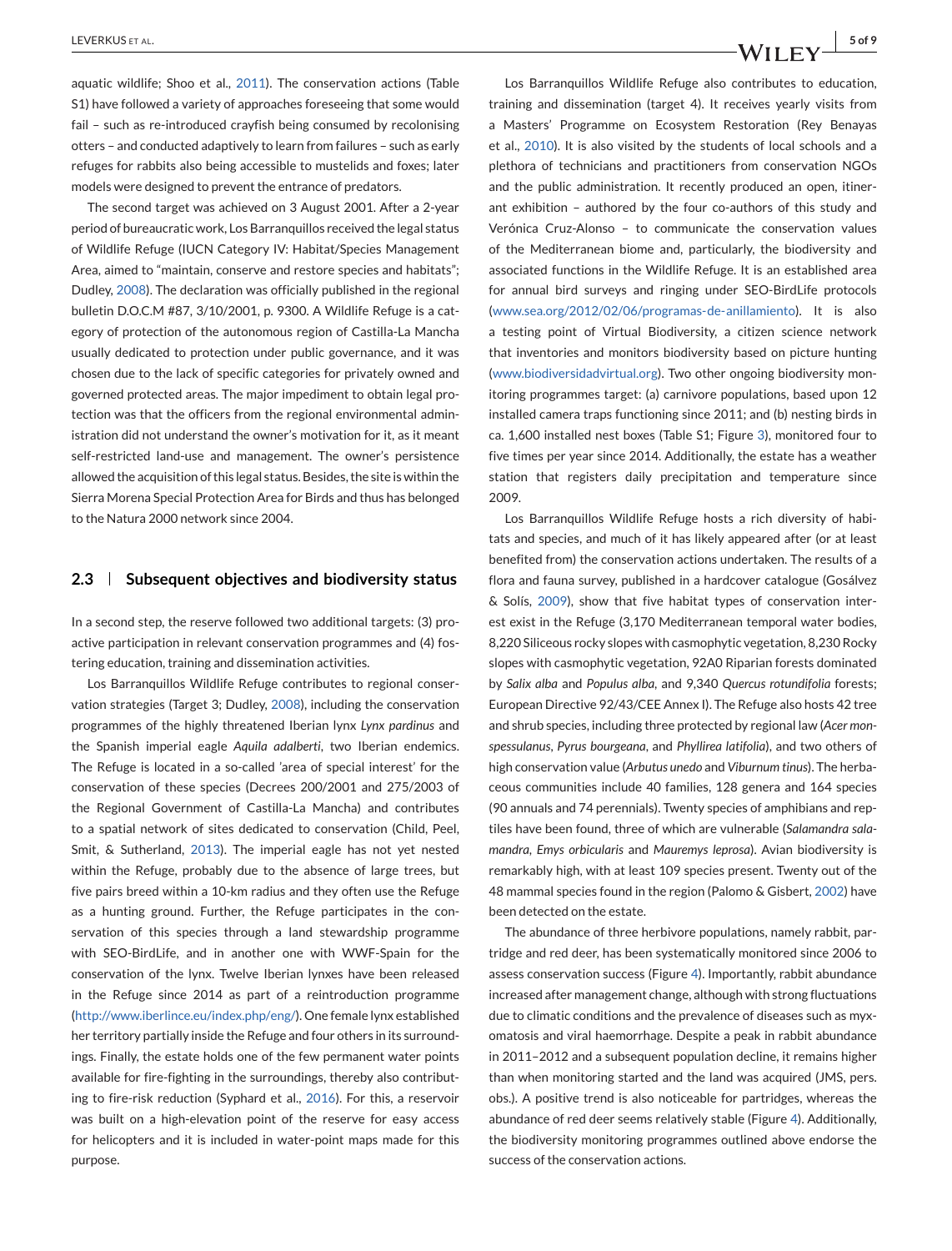aquatic wildlife; Shoo et al., 2011). The conservation actions (Table S1) have followed a variety of approaches foreseeing that some would fail – such as re-introduced crayfish being consumed by recolonising otters – and conducted adaptively to learn from failures – such as early refuges for rabbits also being accessible to mustelids and foxes; later models were designed to prevent the entrance of predators.

The second target was achieved on 3 August 2001. After a 2-year period of bureaucratic work, Los Barranquillos received the legal status of Wildlife Refuge (IUCN Category IV: Habitat/Species Management Area, aimed to "maintain, conserve and restore species and habitats"; Dudley, 2008). The declaration was officially published in the regional bulletin D.O.C.M #87, 3/10/2001, p. 9300. A Wildlife Refuge is a category of protection of the autonomous region of Castilla-La Mancha usually dedicated to protection under public governance, and it was chosen due to the lack of specific categories for privately owned and governed protected areas. The major impediment to obtain legal protection was that the officers from the regional environmental administration did not understand the owner's motivation for it, as it meant self-restricted land-use and management. The owner's persistence allowed the acquisition of this legal status. Besides, the site is within the Sierra Morena Special Protection Area for Birds and thus has belonged to the Natura 2000 network since 2004.

## 2.3 | Subsequent objectives and biodiversity status

In a second step, the reserve followed two additional targets: (3) proactive participation in relevant conservation programmes and (4) fostering education, training and dissemination activities.

Los Barranquillos Wildlife Refuge contributes to regional conservation strategies (Target 3; Dudley, 2008), including the conservation programmes of the highly threatened Iberian lynx *Lynx pardinus* and the Spanish imperial eagle *Aquila adalberti*, two Iberian endemics. The Refuge is located in a so-called 'area of special interest' for the conservation of these species (Decrees 200/2001 and 275/2003 of the Regional Government of Castilla-La Mancha) and contributes to a spatial network of sites dedicated to conservation (Child, Peel, Smit, & Sutherland, 2013). The imperial eagle has not yet nested within the Refuge, probably due to the absence of large trees, but five pairs breed within a 10-km radius and they often use the Refuge as a hunting ground. Further, the Refuge participates in the conservation of this species through a land stewardship programme with SEO-BirdLife, and in another one with WWF-Spain for the conservation of the lynx. Twelve Iberian lynxes have been released in the Refuge since 2014 as part of a reintroduction programme (http://www.iberlince.eu/index.php/eng/). One female lynx established her territory partially inside the Refuge and four others in its surroundings. Finally, the estate holds one of the few permanent water points available for fire-fighting in the surroundings, thereby also contributing to fire-risk reduction (Syphard et al., 2016). For this, a reservoir was built on a high-elevation point of the reserve for easy access for helicopters and it is included in water-point maps made for this purpose.

Los Barranquillos Wildlife Refuge also contributes to education, training and dissemination (target 4). It receives yearly visits from a Masters' Programme on Ecosystem Restoration (Rey Benayas et al., 2010). It is also visited by the students of local schools and a plethora of technicians and practitioners from conservation NGOs and the public administration. It recently produced an open, itinerant exhibition – authored by the four co-authors of this study and Verónica Cruz-Alonso – to communicate the conservation values of the Mediterranean biome and, particularly, the biodiversity and associated functions in the Wildlife Refuge. It is an established area for annual bird surveys and ringing under SEO-BirdLife protocols (www.sea.org/2012/02/06/programas-de-anillamiento). It is also a testing point of Virtual Biodiversity, a citizen science network that inventories and monitors biodiversity based on picture hunting (www.biodiversidadvirtual.org). Two other ongoing biodiversity monitoring programmes target: (a) carnivore populations, based upon 12 installed camera traps functioning since 2011; and (b) nesting birds in ca. 1,600 installed nest boxes (Table S1; Figure 3), monitored four to five times per year since 2014. Additionally, the estate has a weather station that registers daily precipitation and temperature since 2009.

Los Barranquillos Wildlife Refuge hosts a rich diversity of habitats and species, and much of it has likely appeared after (or at least benefited from) the conservation actions undertaken. The results of a flora and fauna survey, published in a hardcover catalogue (Gosálvez & Solís, 2009), show that five habitat types of conservation interest exist in the Refuge (3,170 Mediterranean temporal water bodies, 8,220 Siliceous rocky slopes with casmophytic vegetation, 8,230 Rocky slopes with casmophytic vegetation, 92A0 Riparian forests dominated by *Salix alba* and *Populus alba*, and 9,340 *Quercus rotundifolia* forests; European Directive 92/43/CEE Annex I). The Refuge also hosts 42 tree and shrub species, including three protected by regional law (*Acer monspessulanus*, *Pyrus bourgeana*, and *Phyllirea latifolia*), and two others of high conservation value (*Arbutus unedo* and *Viburnum tinus*). The herbaceous communities include 40 families, 128 genera and 164 species (90 annuals and 74 perennials). Twenty species of amphibians and reptiles have been found, three of which are vulnerable (*Salamandra salamandra*, *Emys orbicularis* and *Mauremys leprosa*). Avian biodiversity is remarkably high, with at least 109 species present. Twenty out of the 48 mammal species found in the region (Palomo & Gisbert, 2002) have been detected on the estate.

The abundance of three herbivore populations, namely rabbit, partridge and red deer, has been systematically monitored since 2006 to assess conservation success (Figure 4). Importantly, rabbit abundance increased after management change, although with strong fluctuations due to climatic conditions and the prevalence of diseases such as myxomatosis and viral haemorrhage. Despite a peak in rabbit abundance in 2011–2012 and a subsequent population decline, it remains higher than when monitoring started and the land was acquired (JMS, pers. obs.). A positive trend is also noticeable for partridges, whereas the abundance of red deer seems relatively stable (Figure 4). Additionally, the biodiversity monitoring programmes outlined above endorse the success of the conservation actions.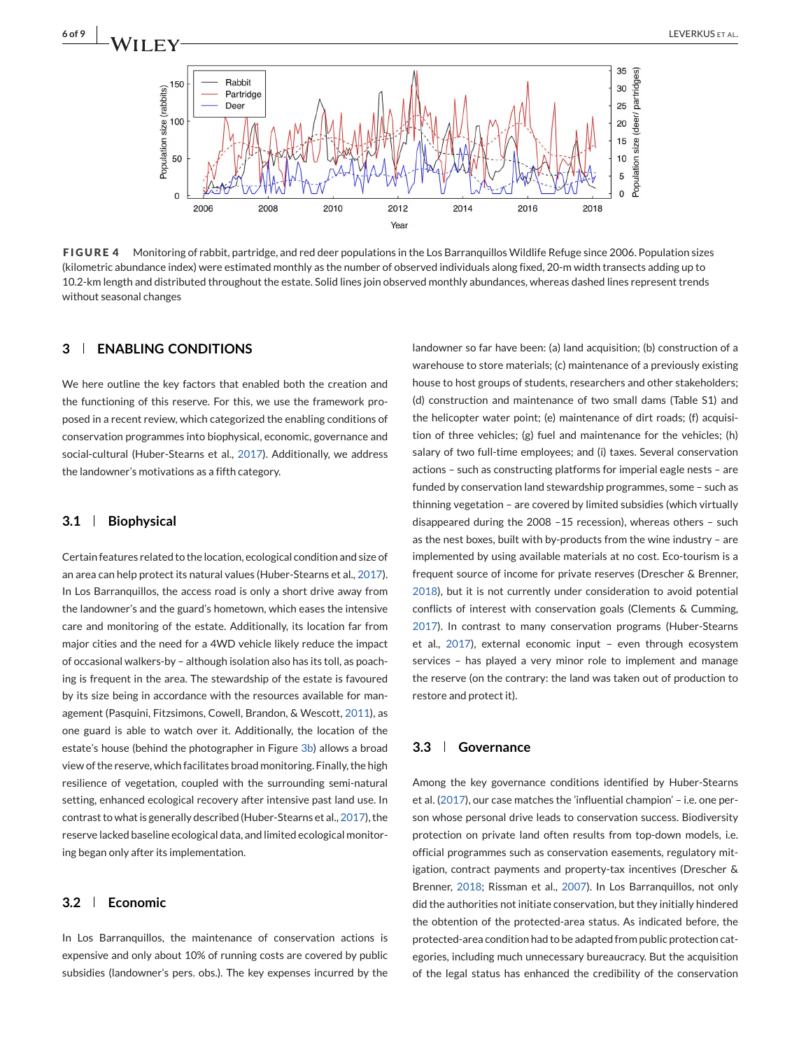**FIGURE 4** Monitoring of rabbit, partridge, and red deer populations in the Los Barranquillos Wildlife Refuge since 2006. Population sizes (kilometric abundance index) were estimated monthly as the number of observed individuals along fixed, 20-m width transects adding up to 10.2-km length and distributed throughout the estate. Solid lines join observed monthly abundances, whereas dashed lines represent trends without seasonal changes

## 3 | ENABLING CONDITIONS

We here outline the key factors that enabled both the creation and the functioning of this reserve. For this, we use the framework proposed in a recent review, which categorized the enabling conditions of conservation programmes into biophysical, economic, governance and social-cultural (Huber-Stearns et al., 2017). Additionally, we address the landowner's motivations as a fifth category.

### 3.1 | Biophysical

Certain features related to the location, ecological condition and size of an area can help protect its natural values (Huber-Stearns et al., 2017). In Los Barranquillos, the access road is only a short drive away from the landowner's and the guard's hometown, which eases the intensive care and monitoring of the estate. Additionally, its location far from major cities and the need for a 4WD vehicle likely reduce the impact of occasional walkers-by – although isolation also has its toll, as poaching is frequent in the area. The stewardship of the estate is favoured by its size being in accordance with the resources available for management (Pasquini, Fitzsimons, Cowell, Brandon, & Wescott, 2011), as one guard is able to watch over it. Additionally, the location of the estate's house (behind the photographer in Figure 3b) allows a broad view of the reserve, which facilitates broad monitoring. Finally, the high resilience of vegetation, coupled with the surrounding semi-natural setting, enhanced ecological recovery after intensive past land use. In contrast to what is generally described (Huber-Stearns et al., 2017), the reserve lacked baseline ecological data, and limited ecological monitoring began only after its implementation.

### 3.2 | Economic

In Los Barranquillos, the maintenance of conservation actions is expensive and only about 10% of running costs are covered by public subsidies (landowner's pers. obs.). The key expenses incurred by the landowner so far have been: (a) land acquisition; (b) construction of a warehouse to store materials; (c) maintenance of a previously existing house to host groups of students, researchers and other stakeholders; (d) construction and maintenance of two small dams (Table S1) and the helicopter water point; (e) maintenance of dirt roads; (f) acquisition of three vehicles; (g) fuel and maintenance for the vehicles; (h) salary of two full-time employees; and (i) taxes. Several conservation actions – such as constructing platforms for imperial eagle nests – are funded by conservation land stewardship programmes, some – such as thinning vegetation – are covered by limited subsidies (which virtually disappeared during the 2008 –15 recession), whereas others – such as the nest boxes, built with by-products from the wine industry – are implemented by using available materials at no cost. Eco-tourism is a frequent source of income for private reserves (Drescher & Brenner, 2018), but it is not currently under consideration to avoid potential conflicts of interest with conservation goals (Clements & Cumming, 2017). In contrast to many conservation programs (Huber-Stearns et al., 2017), external economic input – even through ecosystem services – has played a very minor role to implement and manage the reserve (on the contrary: the land was taken out of production to restore and protect it).

### 3.3 | Governance

Among the key governance conditions identified by Huber-Stearns et al. (2017), our case matches the 'influential champion' – i.e. one person whose personal drive leads to conservation success. Biodiversity protection on private land often results from top-down models, i.e. official programmes such as conservation easements, regulatory mitigation, contract payments and property-tax incentives (Drescher & Brenner, 2018; Rissman et al., 2007). In Los Barranquillos, not only did the authorities not initiate conservation, but they initially hindered the obtention of the protected-area status. As indicated before, the protected-area condition had to be adapted from public protection categories, including much unnecessary bureaucracy. But the acquisition of the legal status has enhanced the credibility of the conservation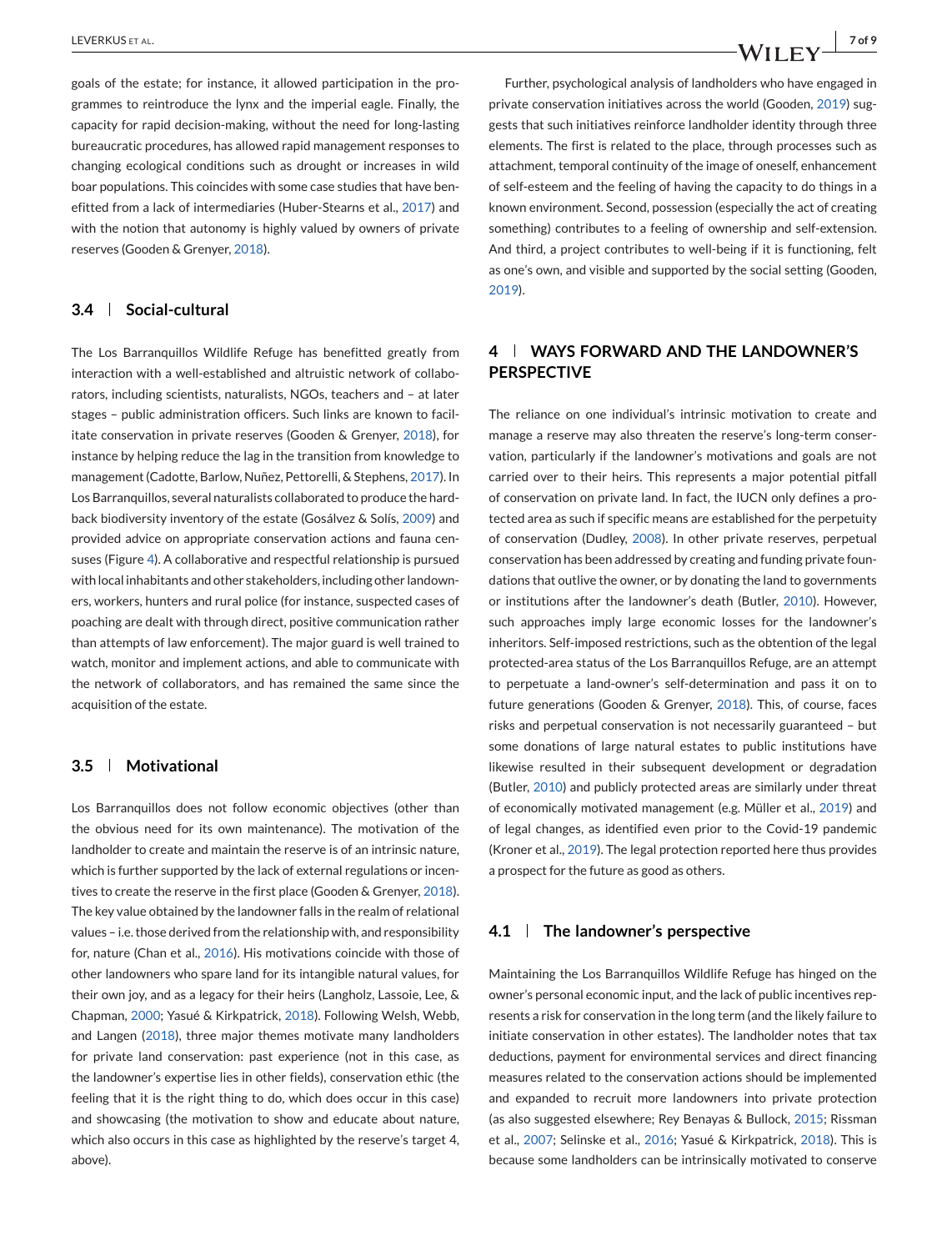goals of the estate; for instance, it allowed participation in the programmes to reintroduce the lynx and the imperial eagle. Finally, the capacity for rapid decision-making, without the need for long-lasting bureaucratic procedures, has allowed rapid management responses to changing ecological conditions such as drought or increases in wild boar populations. This coincides with some case studies that have benefitted from a lack of intermediaries (Huber-Stearns et al., 2017) and with the notion that autonomy is highly valued by owners of private reserves (Gooden & Grenyer, 2018).

### 3.4 | Social-cultural

The Los Barranquillos Wildlife Refuge has benefitted greatly from interaction with a well-established and altruistic network of collaborators, including scientists, naturalists, NGOs, teachers and – at later stages – public administration officers. Such links are known to facilitate conservation in private reserves (Gooden & Grenyer, 2018), for instance by helping reduce the lag in the transition from knowledge to management (Cadotte, Barlow, Nuñez, Pettorelli, & Stephens, 2017). In Los Barranquillos, several naturalists collaborated to produce the hardback biodiversity inventory of the estate (Gosálvez & Solís, 2009) and provided advice on appropriate conservation actions and fauna censuses (Figure 4). A collaborative and respectful relationship is pursued with local inhabitants and other stakeholders, including other landowners, workers, hunters and rural police (for instance, suspected cases of poaching are dealt with through direct, positive communication rather than attempts of law enforcement). The major guard is well trained to watch, monitor and implement actions, and able to communicate with the network of collaborators, and has remained the same since the acquisition of the estate.

### 3.5 | Motivational

Los Barranquillos does not follow economic objectives (other than the obvious need for its own maintenance). The motivation of the landholder to create and maintain the reserve is of an intrinsic nature, which is further supported by the lack of external regulations or incentives to create the reserve in the first place (Gooden & Grenyer, 2018). The key value obtained by the landowner falls in the realm of relational values – i.e. those derived from the relationship with, and responsibility for, nature (Chan et al., 2016). His motivations coincide with those of other landowners who spare land for its intangible natural values, for their own joy, and as a legacy for their heirs (Langholz, Lassoie, Lee, & Chapman, 2000; Yasué & Kirkpatrick, 2018). Following Welsh, Webb, and Langen (2018), three major themes motivate many landholders for private land conservation: past experience (not in this case, as the landowner's expertise lies in other fields), conservation ethic (the feeling that it is the right thing to do, which does occur in this case) and showcasing (the motivation to show and educate about nature, which also occurs in this case as highlighted by the reserve's target 4, above).

Further, psychological analysis of landholders who have engaged in private conservation initiatives across the world (Gooden, 2019) suggests that such initiatives reinforce landholder identity through three elements. The first is related to the place, through processes such as attachment, temporal continuity of the image of oneself, enhancement of self-esteem and the feeling of having the capacity to do things in a known environment. Second, possession (especially the act of creating something) contributes to a feeling of ownership and self-extension. And third, a project contributes to well-being if it is functioning, felt as one's own, and visible and supported by the social setting (Gooden, 2019).

## 4 | WAYS FORWARD AND THE LANDOWNER'S PERSPECTIVE

The reliance on one individual's intrinsic motivation to create and manage a reserve may also threaten the reserve's long-term conservation, particularly if the landowner's motivations and goals are not carried over to their heirs. This represents a major potential pitfall of conservation on private land. In fact, the IUCN only defines a protected area as such if specific means are established for the perpetuity of conservation (Dudley, 2008). In other private reserves, perpetual conservation has been addressed by creating and funding private foundations that outlive the owner, or by donating the land to governments or institutions after the landowner's death (Butler, 2010). However, such approaches imply large economic losses for the landowner's inheritors. Self-imposed restrictions, such as the obtention of the legal protected-area status of the Los Barranquillos Refuge, are an attempt to perpetuate a land-owner's self-determination and pass it on to future generations (Gooden & Grenyer, 2018). This, of course, faces risks and perpetual conservation is not necessarily guaranteed – but some donations of large natural estates to public institutions have likewise resulted in their subsequent development or degradation (Butler, 2010) and publicly protected areas are similarly under threat of economically motivated management (e.g. Müller et al., 2019) and of legal changes, as identified even prior to the Covid-19 pandemic (Kroner et al., 2019). The legal protection reported here thus provides a prospect for the future as good as others.

### 4.1 | The landowner's perspective

Maintaining the Los Barranquillos Wildlife Refuge has hinged on the owner's personal economic input, and the lack of public incentives represents a risk for conservation in the long term (and the likely failure to initiate conservation in other estates). The landholder notes that tax deductions, payment for environmental services and direct financing measures related to the conservation actions should be implemented and expanded to recruit more landowners into private protection (as also suggested elsewhere; Rey Benayas & Bullock, 2015; Rissman et al., 2007; Selinske et al., 2016; Yasué & Kirkpatrick, 2018). This is because some landholders can be intrinsically motivated to conserve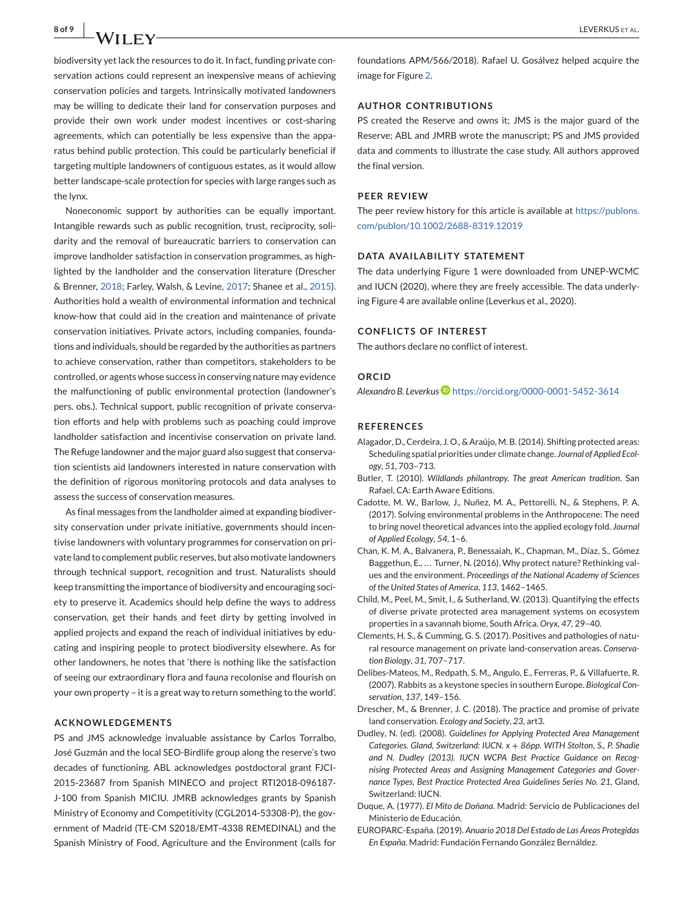biodiversity yet lack the resources to do it. In fact, funding private conservation actions could represent an inexpensive means of achieving conservation policies and targets. Intrinsically motivated landowners may be willing to dedicate their land for conservation purposes and provide their own work under modest incentives or cost-sharing agreements, which can potentially be less expensive than the apparatus behind public protection. This could be particularly beneficial if targeting multiple landowners of contiguous estates, as it would allow better landscape-scale protection for species with large ranges such as the lynx.

Noneconomic support by authorities can be equally important. Intangible rewards such as public recognition, trust, reciprocity, solidarity and the removal of bureaucratic barriers to conservation can improve landholder satisfaction in conservation programmes, as highlighted by the landholder and the conservation literature (Drescher & Brenner, 2018; Farley, Walsh, & Levine, 2017; Shanee et al., 2015). Authorities hold a wealth of environmental information and technical know-how that could aid in the creation and maintenance of private conservation initiatives. Private actors, including companies, foundations and individuals, should be regarded by the authorities as partners to achieve conservation, rather than competitors, stakeholders to be controlled, or agents whose success in conserving nature may evidence the malfunctioning of public environmental protection (landowner's pers. obs.). Technical support, public recognition of private conservation efforts and help with problems such as poaching could improve landholder satisfaction and incentivise conservation on private land. The Refuge landowner and the major guard also suggest that conservation scientists aid landowners interested in nature conservation with the definition of rigorous monitoring protocols and data analyses to assess the success of conservation measures.

As final messages from the landholder aimed at expanding biodiversity conservation under private initiative, governments should incentivise landowners with voluntary programmes for conservation on private land to complement public reserves, but also motivate landowners through technical support, recognition and trust. Naturalists should keep transmitting the importance of biodiversity and encouraging society to preserve it. Academics should help define the ways to address conservation, get their hands and feet dirty by getting involved in applied projects and expand the reach of individual initiatives by educating and inspiring people to protect biodiversity elsewhere. As for other landowners, he notes that 'there is nothing like the satisfaction of seeing our extraordinary flora and fauna recolonise and flourish on your own property – it is a great way to return something to the world'.

## ACKNOWLEDGEMENTS

PS and JMS acknowledge invaluable assistance by Carlos Torralbo, José Guzmán and the local SEO-Birdlife group along the reserve's two decades of functioning. ABL acknowledges postdoctoral grant FJCI-2015-23687 from Spanish MINECO and project RTI2018-096187-J-100 from Spanish MICIU. JMRB acknowledges grants by Spanish Ministry of Economy and Competitivity (CGL2014-53308-P), the government of Madrid (TE-CM S2018/EMT-4338 REMEDINAL) and the Spanish Ministry of Food, Agriculture and the Environment (calls for foundations APM/566/2018). Rafael U. Gosálvez helped acquire the image for Figure 2.

## AUTHOR CONTRIBUTIONS

PS created the Reserve and owns it; JMS is the major guard of the Reserve; ABL and JMRB wrote the manuscript; PS and JMS provided data and comments to illustrate the case study. All authors approved the final version.

## PEER REVIEW

The peer review history for this article is available at https://publons.com/publon/10.1002/2688-8319.12019

## DATA AVAILABILITY STATEMENT

The data underlying Figure 1 were downloaded from UNEP-WCMC and IUCN (2020), where they are freely accessible. The data underlying Figure 4 are available online (Leverkus et al., 2020).

## CONFLICTS OF INTEREST

The authors declare no conflict of interest.

## ORCID

*Alexandro B. Leverkus* https://orcid.org/0000-0001-5452-3614

## REFERENCES

Alagador, D., Cerdeira, J. O., & Araújo, M. B. (2014). Shifting protected areas: Scheduling spatial priorities under climate change. *Journal of Applied Ecology*, *51*, 703–713.

Butler, T. (2010). *Wildlands philantropy. The great American tradition*. San Rafael, CA: Earth Aware Editions.

Cadotte, M. W., Barlow, J., Nuñez, M. A., Pettorelli, N., & Stephens, P. A. (2017). Solving environmental problems in the Anthropocene: The need to bring novel theoretical advances into the applied ecology fold. *Journal of Applied Ecology*, *54*, 1–6.

Chan, K. M. A., Balvanera, P., Benessaiah, K., Chapman, M., Díaz, S., Gómez Baggethun, E., … Turner, N. (2016). Why protect nature? Rethinking values and the environment. *Proceedings of the National Academy of Sciences of the United States of America*, *113*, 1462–1465.

Child, M., Peel, M., Smit, I., & Sutherland, W. (2013). Quantifying the effects of diverse private protected area management systems on ecosystem properties in a savannah biome, South Africa. *Oryx*, *47*, 29–40.

Clements, H. S., & Cumming, G. S. (2017). Positives and pathologies of natural resource management on private land-conservation areas. *Conservation Biology*, *31*, 707–717.

Delibes-Mateos, M., Redpath, S. M., Angulo, E., Ferreras, P., & Villafuerte, R. (2007). Rabbits as a keystone species in southern Europe. *Biological Conservation*, *137*, 149–156.

Drescher, M., & Brenner, J. C. (2018). The practice and promise of private land conservation. *Ecology and Society*, *23*, art3.

Dudley, N. (ed). (2008). *Guidelines for Applying Protected Area Management Categories. Gland, Switzerland: IUCN. x + 86pp. WITH Stolton, S., P. Shadie and N. Dudley (2013). IUCN WCPA Best Practice Guidance on Recognising Protected Areas and Assigning Management Categories and Governance Types, Best Practice Protected Area Guidelines Series No. 21*, Gland, Switzerland: IUCN.

Duque, A. (1977). *El Mito de Doñana*. Madrid: Servicio de Publicaciones del Ministerio de Educación.

EUROPARC-España. (2019). *Anuario 2018 Del Estado de Las Áreas Protegidas En España*. Madrid: Fundación Fernando González Bernáldez.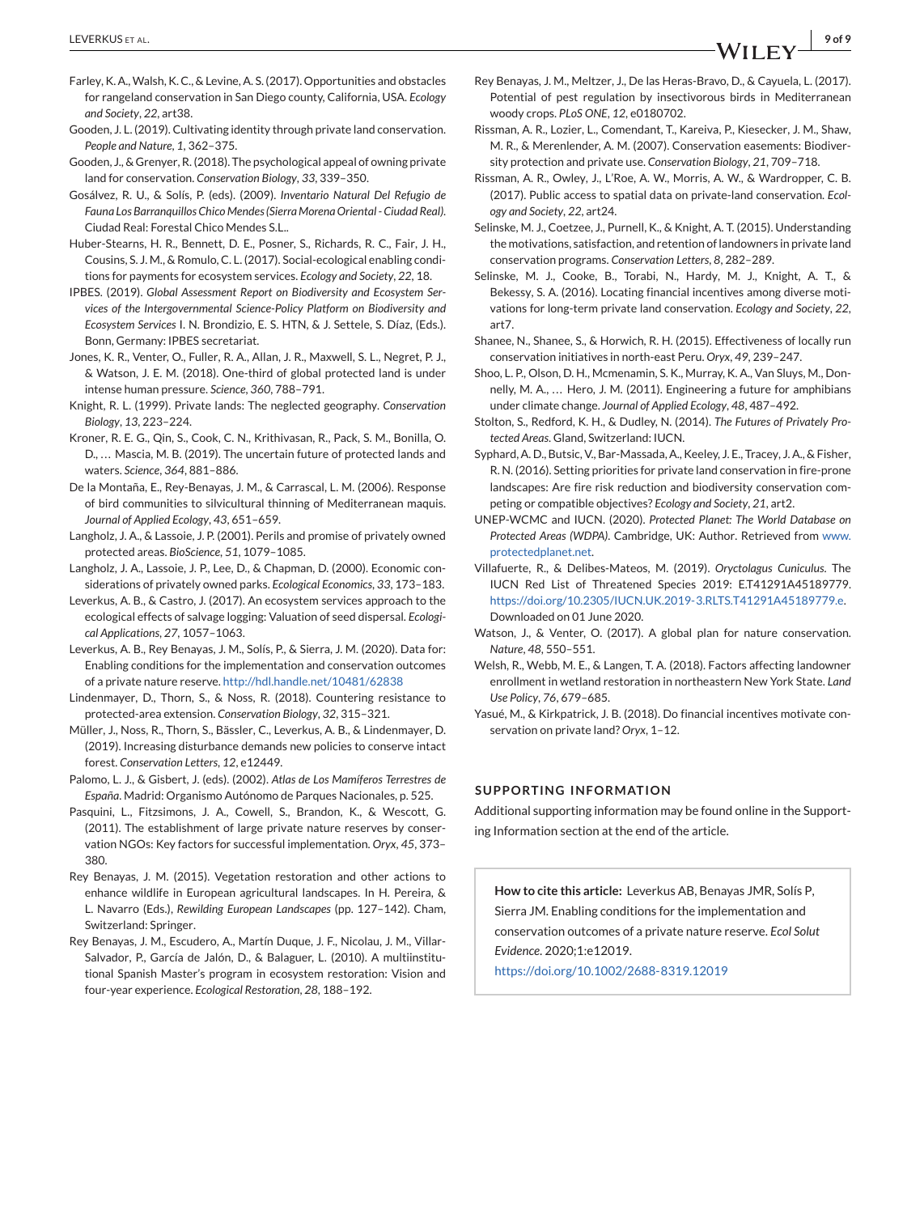Farley, K. A., Walsh, K. C., & Levine, A. S. (2017). Opportunities and obstacles for rangeland conservation in San Diego county, California, USA. *Ecology and Society*, *22*, art38.

Gooden, J. L. (2019). Cultivating identity through private land conservation. *People and Nature*, *1*, 362–375.

Gooden, J., & Grenyer, R. (2018). The psychological appeal of owning private land for conservation. *Conservation Biology*, *33*, 339–350.

Gosálvez, R. U., & Solís, P. (eds). (2009). *Inventario Natural Del Refugio de Fauna Los Barranquillos Chico Mendes (Sierra Morena Oriental - Ciudad Real)*. Ciudad Real: Forestal Chico Mendes S.L..

Huber-Stearns, H. R., Bennett, D. E., Posner, S., Richards, R. C., Fair, J. H., Cousins, S. J. M., & Romulo, C. L. (2017). Social-ecological enabling conditions for payments for ecosystem services. *Ecology and Society*, *22*, 18.

IPBES. (2019). *Global Assessment Report on Biodiversity and Ecosystem Services of the Intergovernmental Science-Policy Platform on Biodiversity and Ecosystem Services* I. N. Brondizio, E. S. HTN, & J. Settele, S. Díaz, (Eds.). Bonn, Germany: IPBES secretariat.

Jones, K. R., Venter, O., Fuller, R. A., Allan, J. R., Maxwell, S. L., Negret, P. J., & Watson, J. E. M. (2018). One-third of global protected land is under intense human pressure. *Science*, *360*, 788–791.

Knight, R. L. (1999). Private lands: The neglected geography. *Conservation Biology*, *13*, 223–224.

Kroner, R. E. G., Qin, S., Cook, C. N., Krithivasan, R., Pack, S. M., Bonilla, O. D., … Mascia, M. B. (2019). The uncertain future of protected lands and waters. *Science*, *364*, 881–886.

De la Montaña, E., Rey-Benayas, J. M., & Carrascal, L. M. (2006). Response of bird communities to silvicultural thinning of Mediterranean maquis. *Journal of Applied Ecology*, *43*, 651–659.

Langholz, J. A., & Lassoie, J. P. (2001). Perils and promise of privately owned protected areas. *BioScience*, *51*, 1079–1085.

Langholz, J. A., Lassoie, J. P., Lee, D., & Chapman, D. (2000). Economic considerations of privately owned parks. *Ecological Economics*, *33*, 173–183.

Leverkus, A. B., & Castro, J. (2017). An ecosystem services approach to the ecological effects of salvage logging: Valuation of seed dispersal. *Ecological Applications*, *27*, 1057–1063.

Leverkus, A. B., Rey Benayas, J. M., Solís, P., & Sierra, J. M. (2020). Data for: Enabling conditions for the implementation and conservation outcomes of a private nature reserve. http://hdl.handle.net/10481/62838

Lindenmayer, D., Thorn, S., & Noss, R. (2018). Countering resistance to protected-area extension. *Conservation Biology*, *32*, 315–321.

Müller, J., Noss, R., Thorn, S., Bässler, C., Leverkus, A. B., & Lindenmayer, D. (2019). Increasing disturbance demands new policies to conserve intact forest. *Conservation Letters*, *12*, e12449.

Palomo, L. J., & Gisbert, J. (eds). (2002). *Atlas de Los Mamíferos Terrestres de España*. Madrid: Organismo Autónomo de Parques Nacionales, p. 525.

Pasquini, L., Fitzsimons, J. A., Cowell, S., Brandon, K., & Wescott, G. (2011). The establishment of large private nature reserves by conservation NGOs: Key factors for successful implementation. *Oryx*, *45*, 373–380.

Rey Benayas, J. M. (2015). Vegetation restoration and other actions to enhance wildlife in European agricultural landscapes. In H. Pereira, & L. Navarro (Eds.), *Rewilding European Landscapes* (pp. 127–142). Cham, Switzerland: Springer.

Rey Benayas, J. M., Escudero, A., Martín Duque, J. F., Nicolau, J. M., Villar-Salvador, P., García de Jalón, D., & Balaguer, L. (2010). A multiinstitutional Spanish Master's program in ecosystem restoration: Vision and four-year experience. *Ecological Restoration*, *28*, 188–192.

Rey Benayas, J. M., Meltzer, J., De las Heras-Bravo, D., & Cayuela, L. (2017). Potential of pest regulation by insectivorous birds in Mediterranean woody crops. *PLoS ONE*, *12*, e0180702.

Rissman, A. R., Lozier, L., Comendant, T., Kareiva, P., Kiesecker, J. M., Shaw, M. R., & Merenlender, A. M. (2007). Conservation easements: Biodiversity protection and private use. *Conservation Biology*, *21*, 709–718.

Rissman, A. R., Owley, J., L'Roe, A. W., Morris, A. W., & Wardropper, C. B. (2017). Public access to spatial data on private-land conservation. *Ecology and Society*, *22*, art24.

Selinske, M. J., Coetzee, J., Purnell, K., & Knight, A. T. (2015). Understanding the motivations, satisfaction, and retention of landowners in private land conservation programs. *Conservation Letters*, *8*, 282–289.

Selinske, M. J., Cooke, B., Torabi, N., Hardy, M. J., Knight, A. T., & Bekessy, S. A. (2016). Locating financial incentives among diverse motivations for long-term private land conservation. *Ecology and Society*, *22*, art7.

Shanee, N., Shanee, S., & Horwich, R. H. (2015). Effectiveness of locally run conservation initiatives in north-east Peru. *Oryx*, *49*, 239–247.

Shoo, L. P., Olson, D. H., Mcmenamin, S. K., Murray, K. A., Van Sluys, M., Donnelly, M. A., … Hero, J. M. (2011). Engineering a future for amphibians under climate change. *Journal of Applied Ecology*, *48*, 487–492.

Stolton, S., Redford, K. H., & Dudley, N. (2014). *The Futures of Privately Protected Areas*. Gland, Switzerland: IUCN.

Syphard, A. D., Butsic, V., Bar-Massada, A., Keeley, J. E., Tracey, J. A., & Fisher, R. N. (2016). Setting priorities for private land conservation in fire-prone landscapes: Are fire risk reduction and biodiversity conservation competing or compatible objectives? *Ecology and Society*, *21*, art2.

UNEP-WCMC and IUCN. (2020). *Protected Planet: The World Database on Protected Areas (WDPA)*. Cambridge, UK: Author. Retrieved from www.protectedplanet.net.

Villafuerte, R., & Delibes-Mateos, M. (2019). *Oryctolagus Cuniculus*. The IUCN Red List of Threatened Species 2019: E.T41291A45189779. https://doi.org/10.2305/IUCN.UK.2019-3.RLTS.T41291A45189779.e. Downloaded on 01 June 2020.

Watson, J., & Venter, O. (2017). A global plan for nature conservation. *Nature*, *48*, 550–551.

Welsh, R., Webb, M. E., & Langen, T. A. (2018). Factors affecting landowner enrollment in wetland restoration in northeastern New York State. *Land Use Policy*, *76*, 679–685.

Yasué, M., & Kirkpatrick, J. B. (2018). Do financial incentives motivate conservation on private land? *Oryx*, 1–12.

## SUPPORTING INFORMATION

Additional supporting information may be found online in the Supporting Information section at the end of the article.

**How to cite this article:** Leverkus AB, Benayas JMR, Solís P, Sierra JM. Enabling conditions for the implementation and conservation outcomes of a private nature reserve. *Ecol Solut Evidence*. 2020;1:e12019. https://doi.org/10.1002/2688-8319.12019